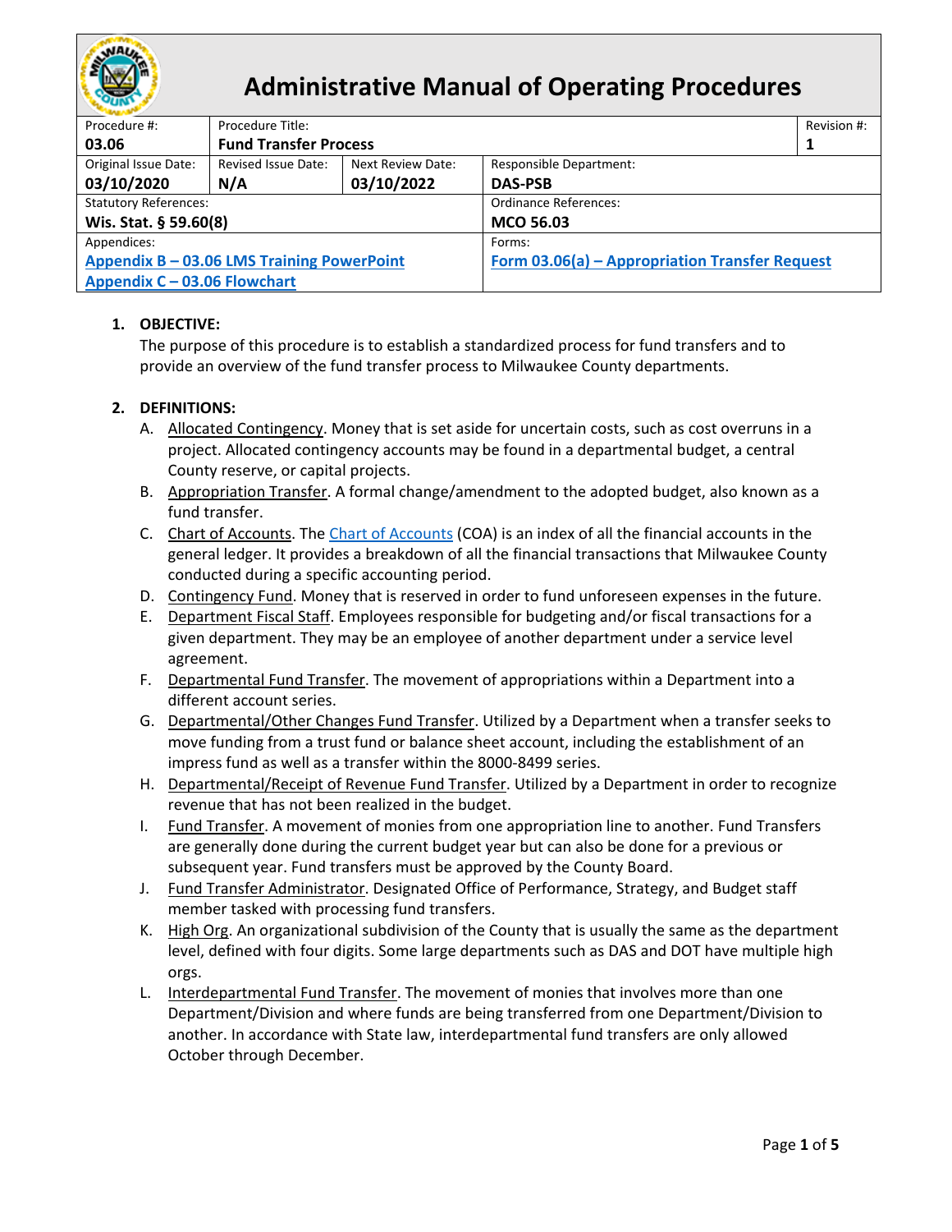# Administrative Manual of Operating Procedures

| Procedure #: | Procedure Title: | | | Revision #: |
|---|---|---|---|---|
| **03.06** | **Fund Transfer Process** | | | **1** |
| Original Issue Date: **03/10/2020** | Revised Issue Date: **N/A** | Next Review Date: **03/10/2022** | Responsible Department: **DAS-PSB** | |
| Statutory References: **Wis. Stat. § 59.60(8)** | | | Ordinance References: **MCO 56.03** | |
| Appendices: **Appendix B – 03.06 LMS Training PowerPoint**, **Appendix C – 03.06 Flowchart** | | | Forms: **Form 03.06(a) – Appropriation Transfer Request** | |

**1. OBJECTIVE:**

The purpose of this procedure is to establish a standardized process for fund transfers and to provide an overview of the fund transfer process to Milwaukee County departments.

**2. DEFINITIONS:**

A. Allocated Contingency. Money that is set aside for uncertain costs, such as cost overruns in a project. Allocated contingency accounts may be found in a departmental budget, a central County reserve, or capital projects.

B. Appropriation Transfer. A formal change/amendment to the adopted budget, also known as a fund transfer.

C. Chart of Accounts. The Chart of Accounts (COA) is an index of all the financial accounts in the general ledger. It provides a breakdown of all the financial transactions that Milwaukee County conducted during a specific accounting period.

D. Contingency Fund. Money that is reserved in order to fund unforeseen expenses in the future.

E. Department Fiscal Staff. Employees responsible for budgeting and/or fiscal transactions for a given department. They may be an employee of another department under a service level agreement.

F. Departmental Fund Transfer. The movement of appropriations within a Department into a different account series.

G. Departmental/Other Changes Fund Transfer. Utilized by a Department when a transfer seeks to move funding from a trust fund or balance sheet account, including the establishment of an impress fund as well as a transfer within the 8000-8499 series.

H. Departmental/Receipt of Revenue Fund Transfer. Utilized by a Department in order to recognize revenue that has not been realized in the budget.

I. Fund Transfer. A movement of monies from one appropriation line to another. Fund Transfers are generally done during the current budget year but can also be done for a previous or subsequent year. Fund transfers must be approved by the County Board.

J. Fund Transfer Administrator. Designated Office of Performance, Strategy, and Budget staff member tasked with processing fund transfers.

K. High Org. An organizational subdivision of the County that is usually the same as the department level, defined with four digits. Some large departments such as DAS and DOT have multiple high orgs.

L. Interdepartmental Fund Transfer. The movement of monies that involves more than one Department/Division and where funds are being transferred from one Department/Division to another. In accordance with State law, interdepartmental fund transfers are only allowed October through December.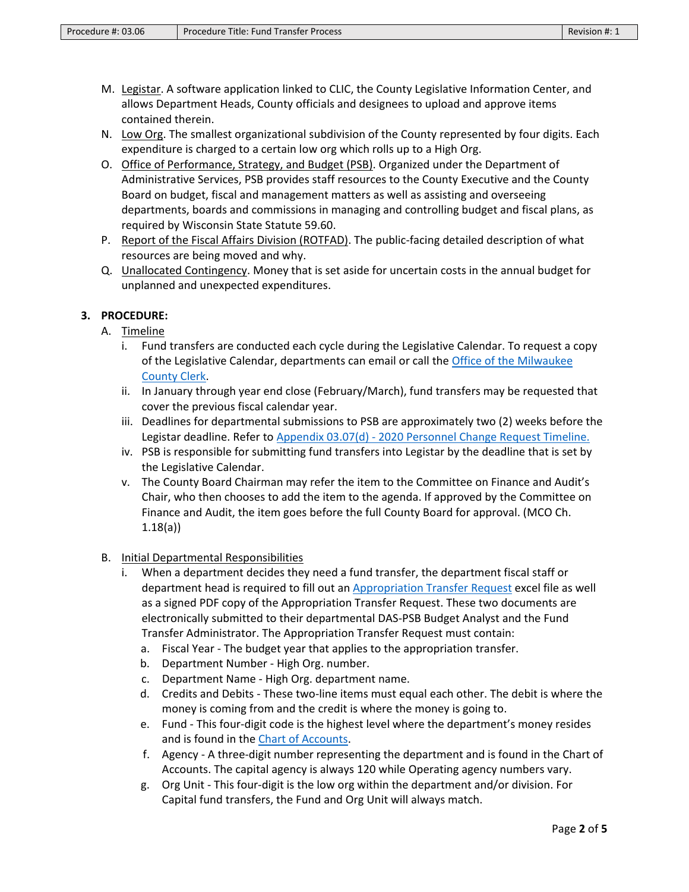M. Legistar. A software application linked to CLIC, the County Legislative Information Center, and allows Department Heads, County officials and designees to upload and approve items contained therein.

N. Low Org. The smallest organizational subdivision of the County represented by four digits. Each expenditure is charged to a certain low org which rolls up to a High Org.

O. Office of Performance, Strategy, and Budget (PSB). Organized under the Department of Administrative Services, PSB provides staff resources to the County Executive and the County Board on budget, fiscal and management matters as well as assisting and overseeing departments, boards and commissions in managing and controlling budget and fiscal plans, as required by Wisconsin State Statute 59.60.

P. Report of the Fiscal Affairs Division (ROTFAD). The public-facing detailed description of what resources are being moved and why.

Q. Unallocated Contingency. Money that is set aside for uncertain costs in the annual budget for unplanned and unexpected expenditures.

**3. PROCEDURE:**

A. Timeline

i. Fund transfers are conducted each cycle during the Legislative Calendar. To request a copy of the Legislative Calendar, departments can email or call the Office of the Milwaukee County Clerk.

ii. In January through year end close (February/March), fund transfers may be requested that cover the previous fiscal calendar year.

iii. Deadlines for departmental submissions to PSB are approximately two (2) weeks before the Legistar deadline. Refer to Appendix 03.07(d) - 2020 Personnel Change Request Timeline.

iv. PSB is responsible for submitting fund transfers into Legistar by the deadline that is set by the Legislative Calendar.

v. The County Board Chairman may refer the item to the Committee on Finance and Audit's Chair, who then chooses to add the item to the agenda. If approved by the Committee on Finance and Audit, the item goes before the full County Board for approval. (MCO Ch. 1.18(a))

B. Initial Departmental Responsibilities

i. When a department decides they need a fund transfer, the department fiscal staff or department head is required to fill out an Appropriation Transfer Request excel file as well as a signed PDF copy of the Appropriation Transfer Request. These two documents are electronically submitted to their departmental DAS-PSB Budget Analyst and the Fund Transfer Administrator. The Appropriation Transfer Request must contain:

a. Fiscal Year - The budget year that applies to the appropriation transfer.

b. Department Number - High Org. number.

c. Department Name - High Org. department name.

d. Credits and Debits - These two-line items must equal each other. The debit is where the money is coming from and the credit is where the money is going to.

e. Fund - This four-digit code is the highest level where the department's money resides and is found in the Chart of Accounts.

f. Agency - A three-digit number representing the department and is found in the Chart of Accounts. The capital agency is always 120 while Operating agency numbers vary.

g. Org Unit - This four-digit is the low org within the department and/or division. For Capital fund transfers, the Fund and Org Unit will always match.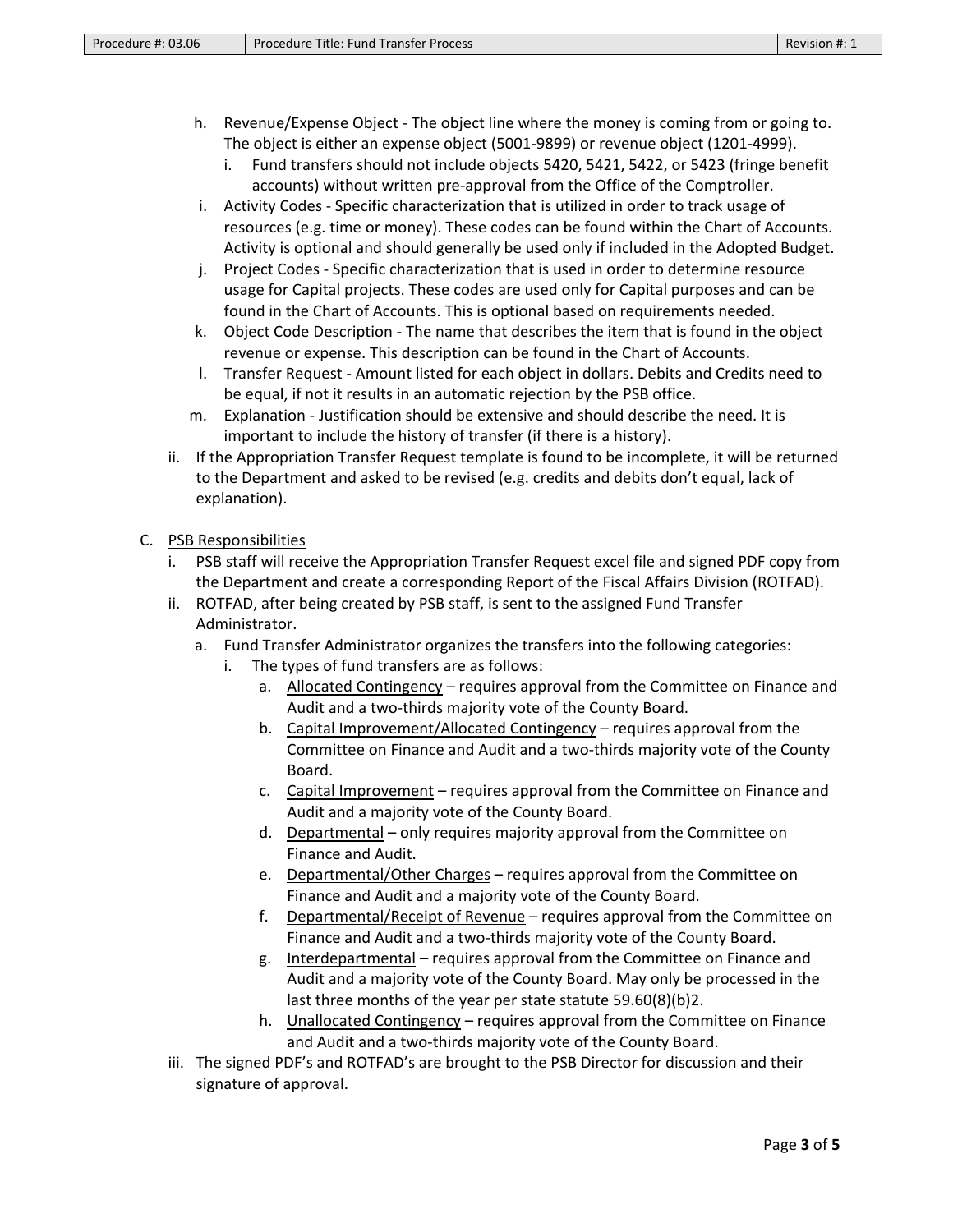h. Revenue/Expense Object - The object line where the money is coming from or going to. The object is either an expense object (5001-9899) or revenue object (1201-4999).
      i. Fund transfers should not include objects 5420, 5421, 5422, or 5423 (fringe benefit accounts) without written pre-approval from the Office of the Comptroller.
   i. Activity Codes - Specific characterization that is utilized in order to track usage of resources (e.g. time or money). These codes can be found within the Chart of Accounts. Activity is optional and should generally be used only if included in the Adopted Budget.
   j. Project Codes - Specific characterization that is used in order to determine resource usage for Capital projects. These codes are used only for Capital purposes and can be found in the Chart of Accounts. This is optional based on requirements needed.
   k. Object Code Description - The name that describes the item that is found in the object revenue or expense. This description can be found in the Chart of Accounts.
   l. Transfer Request - Amount listed for each object in dollars. Debits and Credits need to be equal, if not it results in an automatic rejection by the PSB office.
   m. Explanation - Justification should be extensive and should describe the need. It is important to include the history of transfer (if there is a history).

ii. If the Appropriation Transfer Request template is found to be incomplete, it will be returned to the Department and asked to be revised (e.g. credits and debits don't equal, lack of explanation).

C. PSB Responsibilities

i. PSB staff will receive the Appropriation Transfer Request excel file and signed PDF copy from the Department and create a corresponding Report of the Fiscal Affairs Division (ROTFAD).

ii. ROTFAD, after being created by PSB staff, is sent to the assigned Fund Transfer Administrator.
   a. Fund Transfer Administrator organizes the transfers into the following categories:
      i. The types of fund transfers are as follows:
         a. Allocated Contingency – requires approval from the Committee on Finance and Audit and a two-thirds majority vote of the County Board.
         b. Capital Improvement/Allocated Contingency – requires approval from the Committee on Finance and Audit and a two-thirds majority vote of the County Board.
         c. Capital Improvement – requires approval from the Committee on Finance and Audit and a majority vote of the County Board.
         d. Departmental – only requires majority approval from the Committee on Finance and Audit.
         e. Departmental/Other Charges – requires approval from the Committee on Finance and Audit and a majority vote of the County Board.
         f. Departmental/Receipt of Revenue – requires approval from the Committee on Finance and Audit and a two-thirds majority vote of the County Board.
         g. Interdepartmental – requires approval from the Committee on Finance and Audit and a majority vote of the County Board. May only be processed in the last three months of the year per state statute 59.60(8)(b)2.
         h. Unallocated Contingency – requires approval from the Committee on Finance and Audit and a two-thirds majority vote of the County Board.

iii. The signed PDF's and ROTFAD's are brought to the PSB Director for discussion and their signature of approval.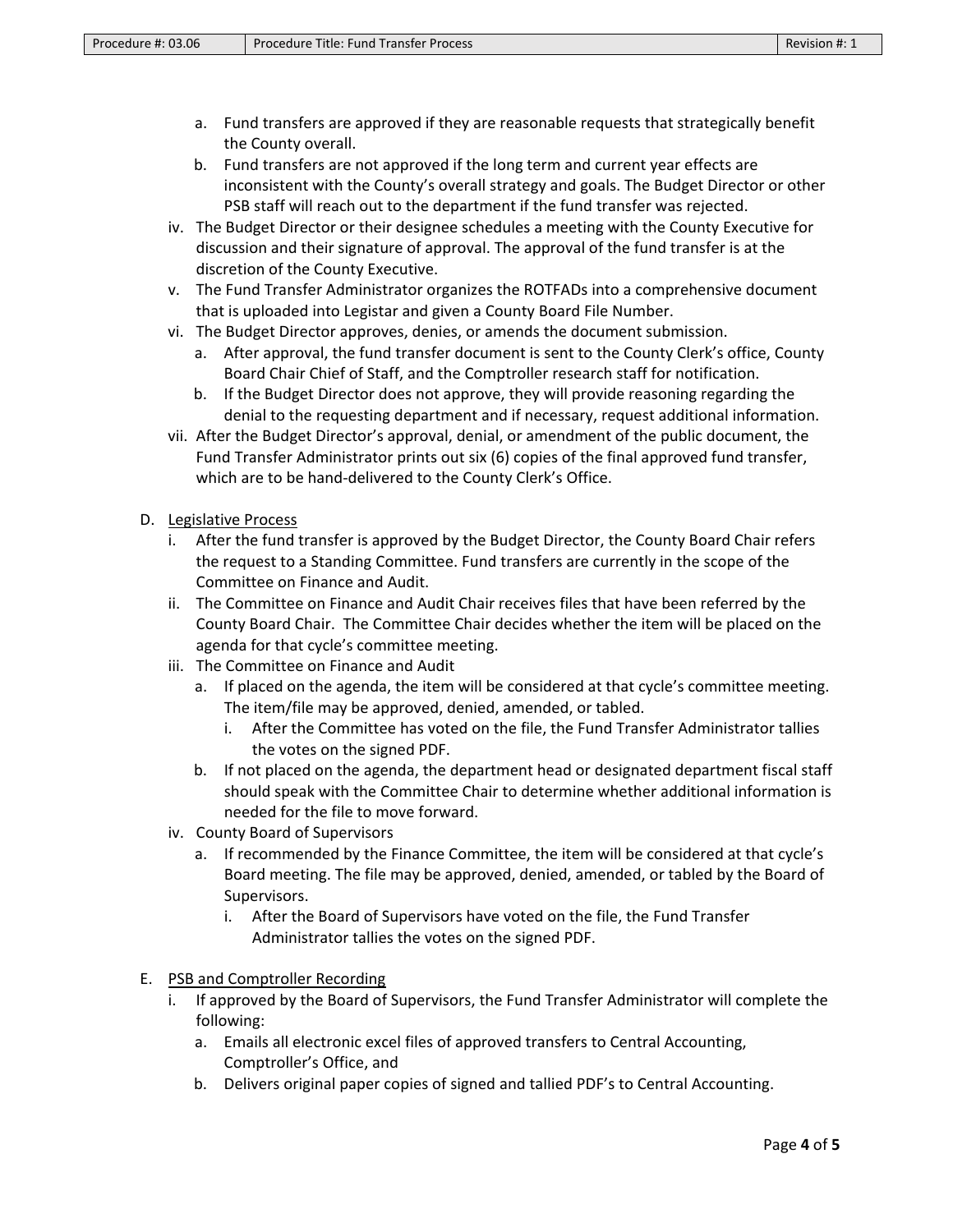a. Fund transfers are approved if they are reasonable requests that strategically benefit the County overall.
b. Fund transfers are not approved if the long term and current year effects are inconsistent with the County's overall strategy and goals. The Budget Director or other PSB staff will reach out to the department if the fund transfer was rejected.

iv. The Budget Director or their designee schedules a meeting with the County Executive for discussion and their signature of approval. The approval of the fund transfer is at the discretion of the County Executive.

v. The Fund Transfer Administrator organizes the ROTFADs into a comprehensive document that is uploaded into Legistar and given a County Board File Number.

vi. The Budget Director approves, denies, or amends the document submission.
   a. After approval, the fund transfer document is sent to the County Clerk's office, County Board Chair Chief of Staff, and the Comptroller research staff for notification.
   b. If the Budget Director does not approve, they will provide reasoning regarding the denial to the requesting department and if necessary, request additional information.

vii. After the Budget Director's approval, denial, or amendment of the public document, the Fund Transfer Administrator prints out six (6) copies of the final approved fund transfer, which are to be hand-delivered to the County Clerk's Office.

D. Legislative Process
   i. After the fund transfer is approved by the Budget Director, the County Board Chair refers the request to a Standing Committee. Fund transfers are currently in the scope of the Committee on Finance and Audit.
   ii. The Committee on Finance and Audit Chair receives files that have been referred by the County Board Chair. The Committee Chair decides whether the item will be placed on the agenda for that cycle's committee meeting.
   iii. The Committee on Finance and Audit
      a. If placed on the agenda, the item will be considered at that cycle's committee meeting. The item/file may be approved, denied, amended, or tabled.
         i. After the Committee has voted on the file, the Fund Transfer Administrator tallies the votes on the signed PDF.
      b. If not placed on the agenda, the department head or designated department fiscal staff should speak with the Committee Chair to determine whether additional information is needed for the file to move forward.
   iv. County Board of Supervisors
      a. If recommended by the Finance Committee, the item will be considered at that cycle's Board meeting. The file may be approved, denied, amended, or tabled by the Board of Supervisors.
         i. After the Board of Supervisors have voted on the file, the Fund Transfer Administrator tallies the votes on the signed PDF.

E. PSB and Comptroller Recording
   i. If approved by the Board of Supervisors, the Fund Transfer Administrator will complete the following:
      a. Emails all electronic excel files of approved transfers to Central Accounting, Comptroller's Office, and
      b. Delivers original paper copies of signed and tallied PDF's to Central Accounting.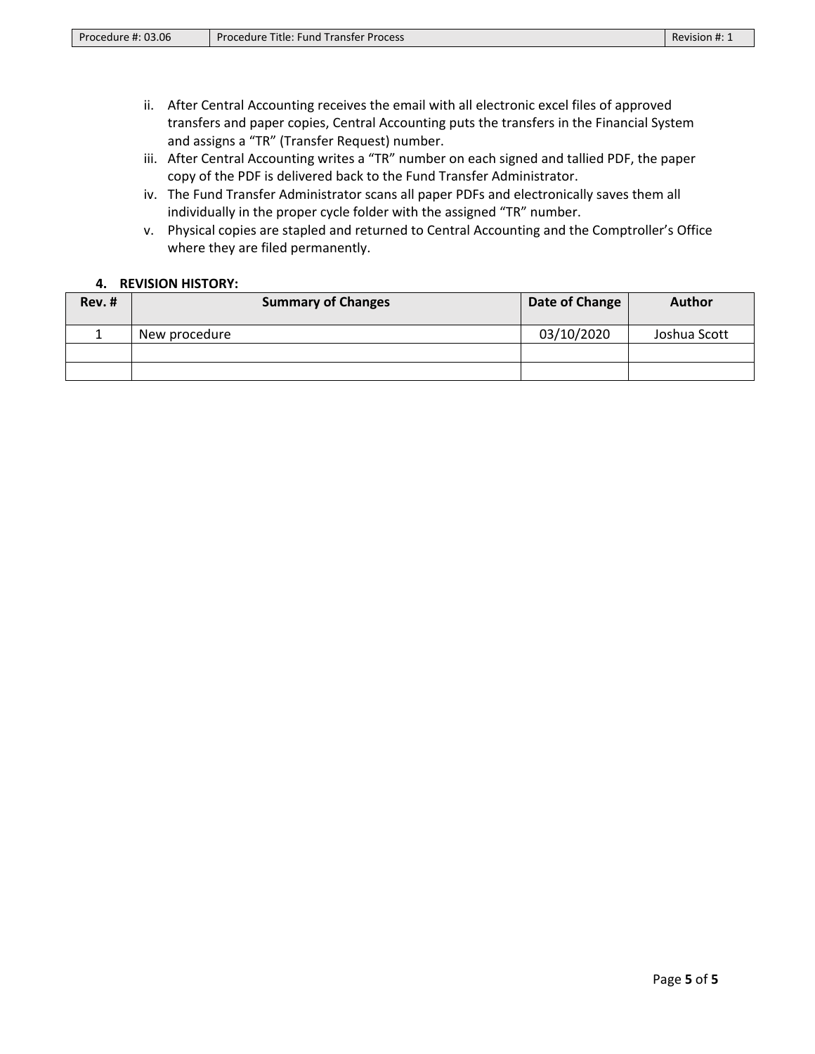ii. After Central Accounting receives the email with all electronic excel files of approved transfers and paper copies, Central Accounting puts the transfers in the Financial System and assigns a "TR" (Transfer Request) number.

iii. After Central Accounting writes a "TR" number on each signed and tallied PDF, the paper copy of the PDF is delivered back to the Fund Transfer Administrator.

iv. The Fund Transfer Administrator scans all paper PDFs and electronically saves them all individually in the proper cycle folder with the assigned "TR" number.

v. Physical copies are stapled and returned to Central Accounting and the Comptroller's Office where they are filed permanently.

## 4. REVISION HISTORY:

| Rev. # | Summary of Changes | Date of Change | Author |
| --- | --- | --- | --- |
| 1 | New procedure | 03/10/2020 | Joshua Scott |
| | | | |
| | | | |